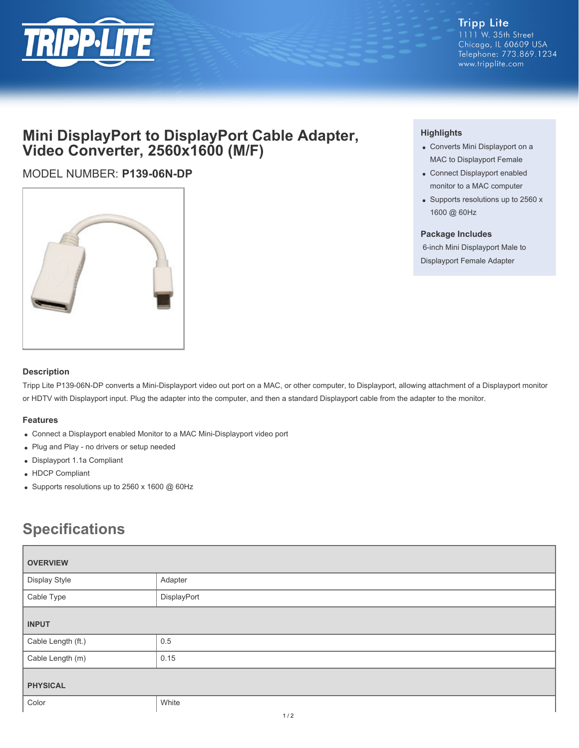Tripp Lite
1111 W. 35th Street
Chicago, IL 60609 USA
Telephone: 773.869.1234
www.tripplite.com

# Mini DisplayPort to DisplayPort Cable Adapter, Video Converter, 2560x1600 (M/F)

MODEL NUMBER: **P139-06N-DP**

### Highlights

- Converts Mini Displayport on a MAC to Displayport Female
- Connect Displayport enabled monitor to a MAC computer
- Supports resolutions up to 2560 x 1600 @ 60Hz

### Package Includes

6-inch Mini Displayport Male to Displayport Female Adapter

### Description

Tripp Lite P139-06N-DP converts a Mini-Displayport video out port on a MAC, or other computer, to Displayport, allowing attachment of a Displayport monitor or HDTV with Displayport input. Plug the adapter into the computer, and then a standard Displayport cable from the adapter to the monitor.

### Features

- Connect a Displayport enabled Monitor to a MAC Mini-Displayport video port
- Plug and Play - no drivers or setup needed
- Displayport 1.1a Compliant
- HDCP Compliant
- Supports resolutions up to 2560 x 1600 @ 60Hz

## Specifications

| OVERVIEW | |
|---|---|
| Display Style | Adapter |
| Cable Type | DisplayPort |
| **INPUT** | |
| Cable Length (ft.) | 0.5 |
| Cable Length (m) | 0.15 |
| **PHYSICAL** | |
| Color | White |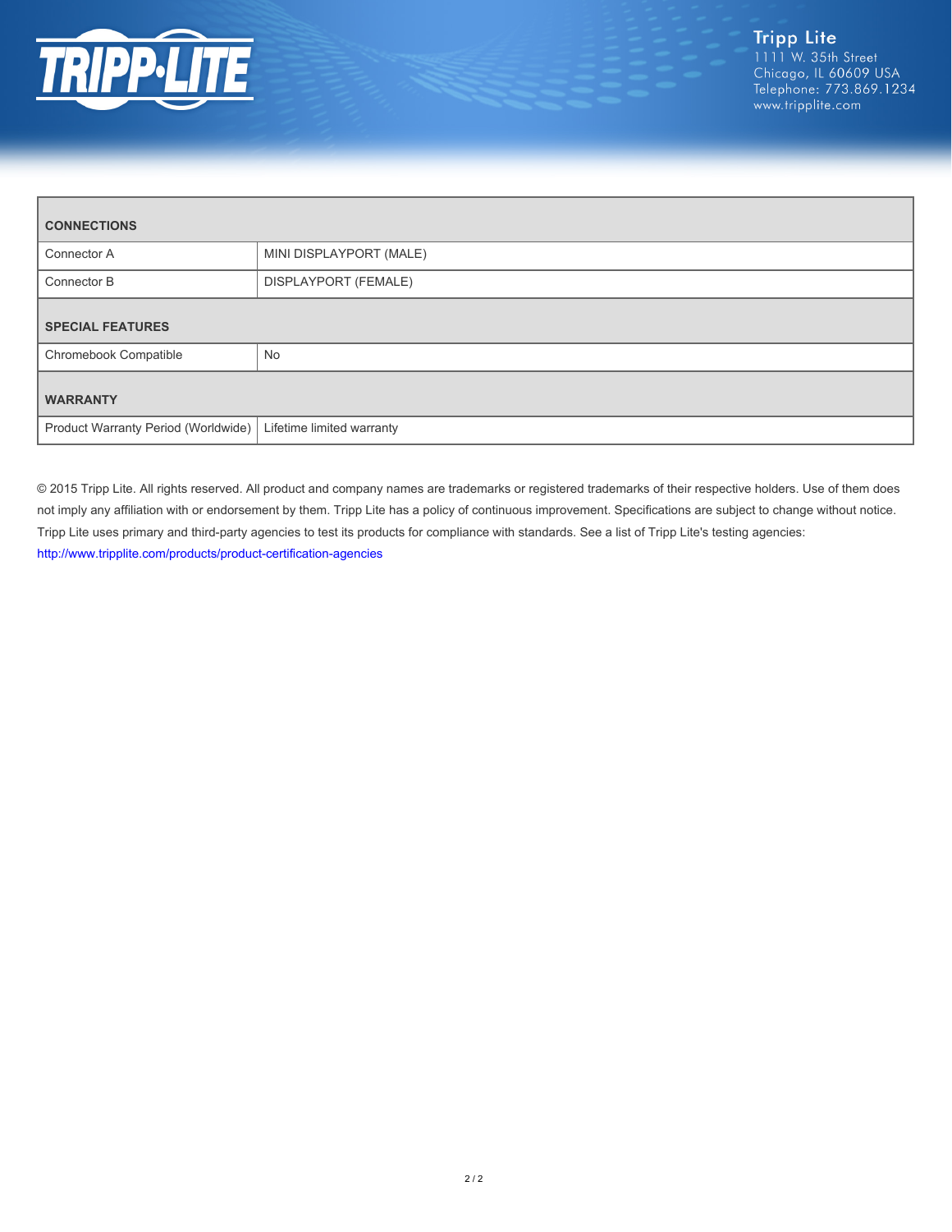| | |
|---|---|
| **CONNECTIONS** | |
| Connector A | MINI DISPLAYPORT (MALE) |
| Connector B | DISPLAYPORT (FEMALE) |
| **SPECIAL FEATURES** | |
| Chromebook Compatible | No |
| **WARRANTY** | |
| Product Warranty Period (Worldwide) | Lifetime limited warranty |

© 2015 Tripp Lite. All rights reserved. All product and company names are trademarks or registered trademarks of their respective holders. Use of them does not imply any affiliation with or endorsement by them. Tripp Lite has a policy of continuous improvement. Specifications are subject to change without notice. Tripp Lite uses primary and third-party agencies to test its products for compliance with standards. See a list of Tripp Lite's testing agencies: http://www.tripplite.com/products/product-certification-agencies